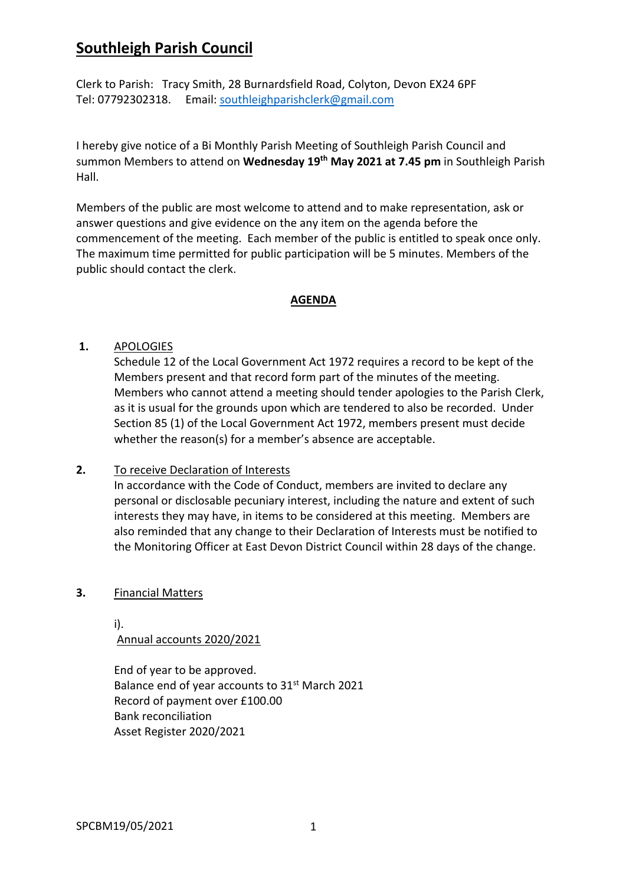# Southleigh Parish Council

Clerk to Parish: Tracy Smith, 28 Burnardsfield Road, Colyton, Devon EX24 6PF
Tel: 07792302318. Email: southleighparishclerk@gmail.com

I hereby give notice of a Bi Monthly Parish Meeting of Southleigh Parish Council and summon Members to attend on **Wednesday 19th May 2021 at 7.45 pm** in Southleigh Parish Hall.

Members of the public are most welcome to attend and to make representation, ask or answer questions and give evidence on the any item on the agenda before the commencement of the meeting. Each member of the public is entitled to speak once only. The maximum time permitted for public participation will be 5 minutes. Members of the public should contact the clerk.

## AGENDA

**1.** APOLOGIES

Schedule 12 of the Local Government Act 1972 requires a record to be kept of the Members present and that record form part of the minutes of the meeting. Members who cannot attend a meeting should tender apologies to the Parish Clerk, as it is usual for the grounds upon which are tendered to also be recorded. Under Section 85 (1) of the Local Government Act 1972, members present must decide whether the reason(s) for a member's absence are acceptable.

**2.** To receive Declaration of Interests

In accordance with the Code of Conduct, members are invited to declare any personal or disclosable pecuniary interest, including the nature and extent of such interests they may have, in items to be considered at this meeting. Members are also reminded that any change to their Declaration of Interests must be notified to the Monitoring Officer at East Devon District Council within 28 days of the change.

**3.** Financial Matters

i).
Annual accounts 2020/2021

End of year to be approved.
Balance end of year accounts to 31st March 2021
Record of payment over £100.00
Bank reconciliation
Asset Register 2020/2021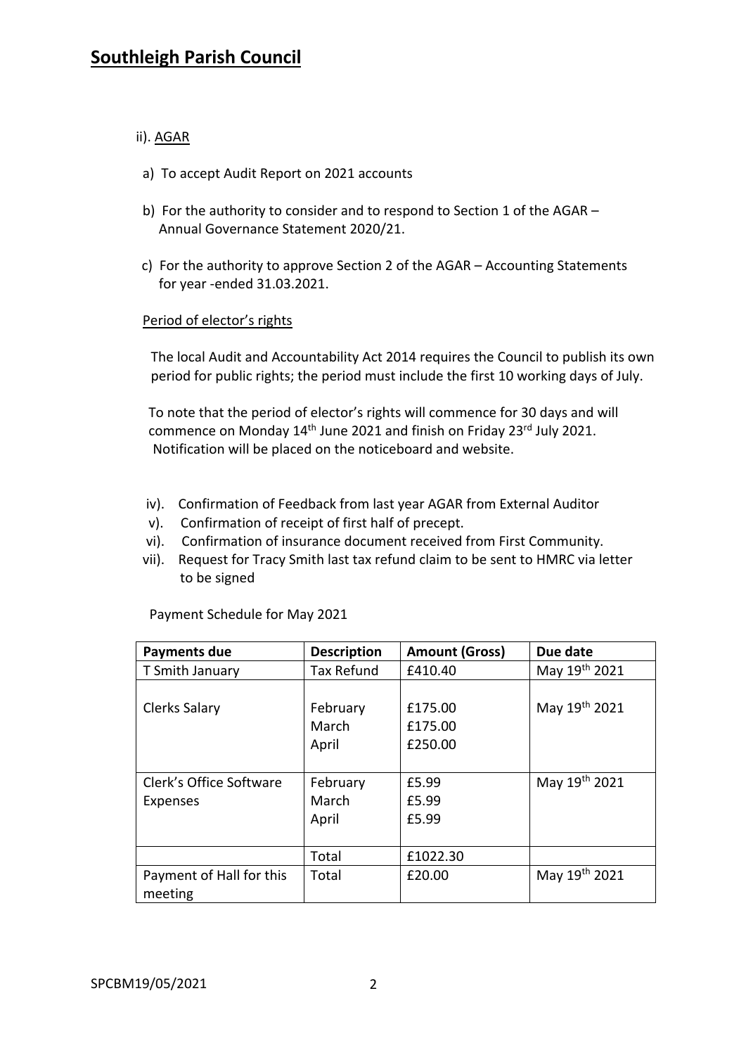ii). AGAR

a) To accept Audit Report on 2021 accounts

b) For the authority to consider and to respond to Section 1 of the AGAR – Annual Governance Statement 2020/21.

c) For the authority to approve Section 2 of the AGAR – Accounting Statements for year -ended 31.03.2021.

Period of elector's rights

The local Audit and Accountability Act 2014 requires the Council to publish its own period for public rights; the period must include the first 10 working days of July.

To note that the period of elector's rights will commence for 30 days and will commence on Monday 14th June 2021 and finish on Friday 23rd July 2021. Notification will be placed on the noticeboard and website.

iv). Confirmation of Feedback from last year AGAR from External Auditor
v). Confirmation of receipt of first half of precept.
vi). Confirmation of insurance document received from First Community.
vii). Request for Tracy Smith last tax refund claim to be sent to HMRC via letter to be signed

Payment Schedule for May 2021

| Payments due | Description | Amount (Gross) | Due date |
|---|---|---|---|
| T Smith January | Tax Refund | £410.40 | May 19th 2021 |
| Clerks Salary | February<br>March<br>April | £175.00<br>£175.00<br>£250.00 | May 19th 2021 |
| Clerk's Office Software Expenses | February<br>March<br>April | £5.99<br>£5.99<br>£5.99 | May 19th 2021 |
| | Total | £1022.30 | |
| Payment of Hall for this meeting | Total | £20.00 | May 19th 2021 |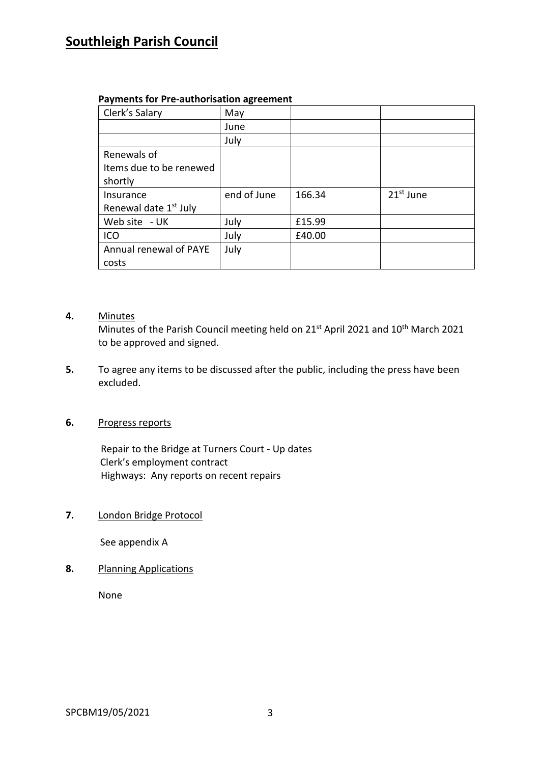# Southleigh Parish Council

**Payments for Pre-authorisation agreement**

| Clerk's Salary | May | | |
|---|---|---|---|
| | June | | |
| | July | | |
| Renewals of Items due to be renewed shortly | | | |
| Insurance Renewal date 1st July | end of June | 166.34 | 21st June |
| Web site - UK | July | £15.99 | |
| ICO | July | £40.00 | |
| Annual renewal of PAYE costs | July | | |

**4.** Minutes

Minutes of the Parish Council meeting held on 21st April 2021 and 10th March 2021 to be approved and signed.

**5.** To agree any items to be discussed after the public, including the press have been excluded.

**6.** Progress reports

Repair to the Bridge at Turners Court - Up dates
Clerk's employment contract
Highways: Any reports on recent repairs

**7.** London Bridge Protocol

See appendix A

**8.** Planning Applications

None

SPCBM19/05/2021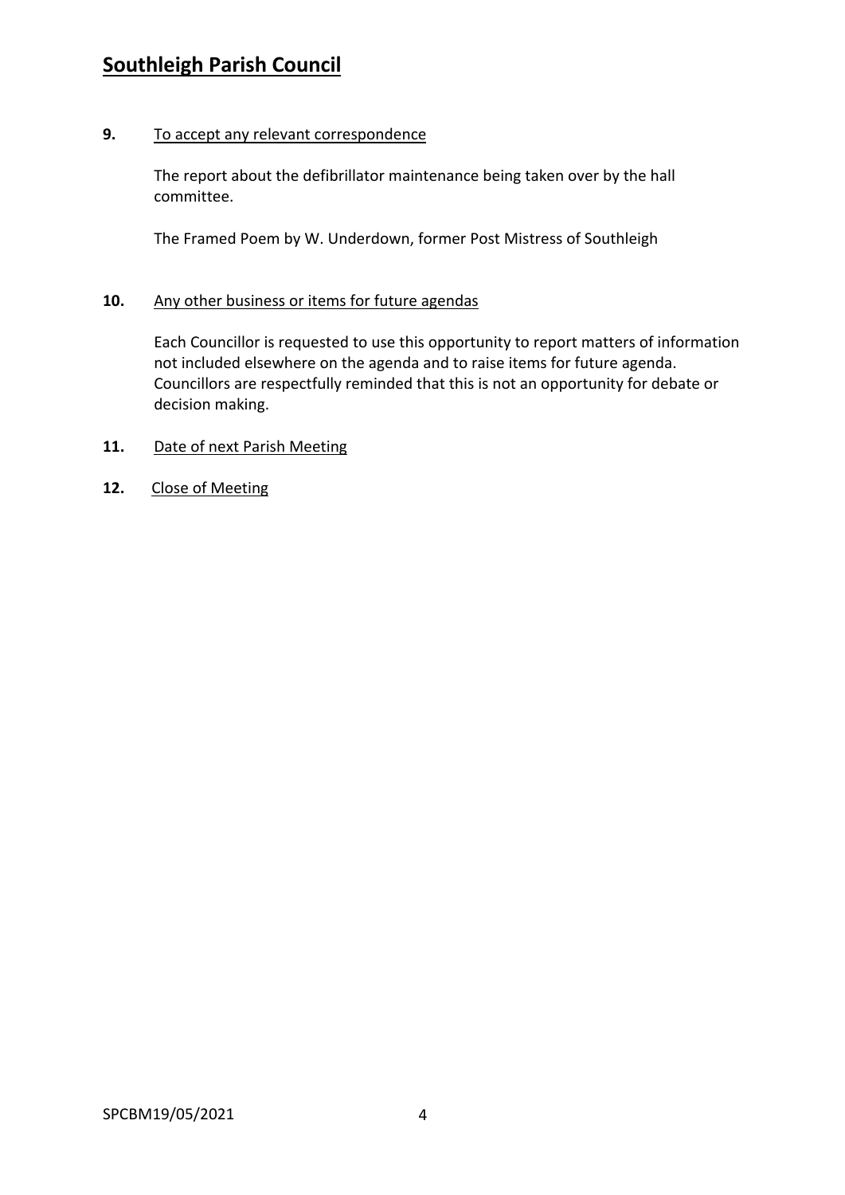**9.** To accept any relevant correspondence

The report about the defibrillator maintenance being taken over by the hall committee.

The Framed Poem by W. Underdown, former Post Mistress of Southleigh

**10.** Any other business or items for future agendas

Each Councillor is requested to use this opportunity to report matters of information not included elsewhere on the agenda and to raise items for future agenda. Councillors are respectfully reminded that this is not an opportunity for debate or decision making.

**11.** Date of next Parish Meeting

**12.** Close of Meeting